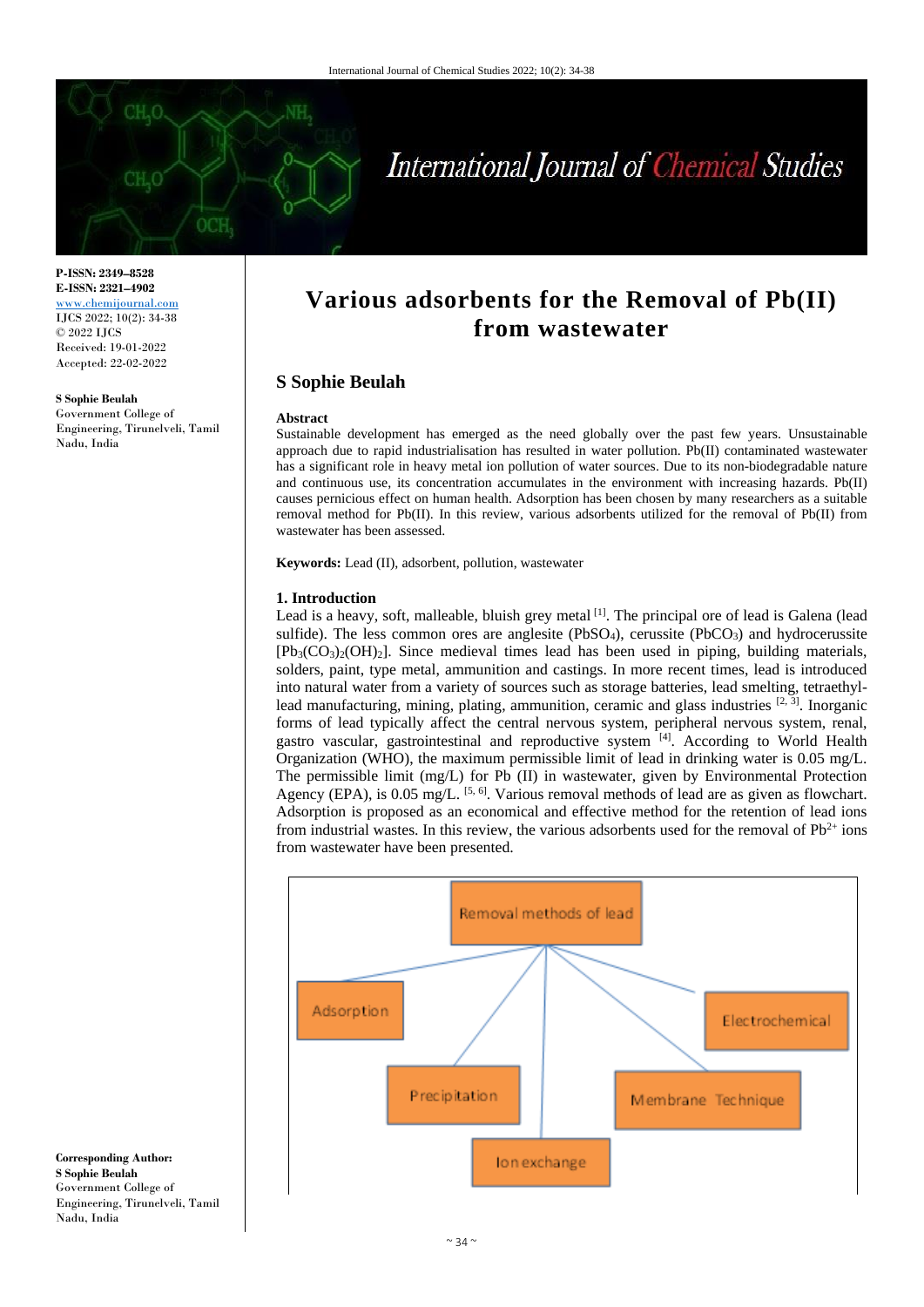P-ISSN: 2349–8528
E-ISSN: 2321–4902
www.chemijournal.com
IJCS 2022; 10(2): 34-38
© 2022 IJCS
Received: 19-01-2022
Accepted: 22-02-2022

**S Sophie Beulah**
Government College of Engineering, Tirunelveli, Tamil Nadu, India

**Corresponding Author:**
**S Sophie Beulah**
Government College of Engineering, Tirunelveli, Tamil Nadu, India

# Various adsorbents for the Removal of Pb(II) from wastewater

## S Sophie Beulah

**Abstract**

Sustainable development has emerged as the need globally over the past few years. Unsustainable approach due to rapid industrialisation has resulted in water pollution. Pb(II) contaminated wastewater has a significant role in heavy metal ion pollution of water sources. Due to its non-biodegradable nature and continuous use, its concentration accumulates in the environment with increasing hazards. Pb(II) causes pernicious effect on human health. Adsorption has been chosen by many researchers as a suitable removal method for Pb(II). In this review, various adsorbents utilized for the removal of Pb(II) from wastewater has been assessed.

**Keywords:** Lead (II), adsorbent, pollution, wastewater

### 1. Introduction

Lead is a heavy, soft, malleable, bluish grey metal [1]. The principal ore of lead is Galena (lead sulfide). The less common ores are anglesite ($PbSO_4$), cerussite ($PbCO_3$) and hydrocerussite [$Pb_3(CO_3)_2(OH)_2$]. Since medieval times lead has been used in piping, building materials, solders, paint, type metal, ammunition and castings. In more recent times, lead is introduced into natural water from a variety of sources such as storage batteries, lead smelting, tetraethyl-lead manufacturing, mining, plating, ammunition, ceramic and glass industries [2, 3]. Inorganic forms of lead typically affect the central nervous system, peripheral nervous system, renal, gastro vascular, gastrointestinal and reproductive system [4]. According to World Health Organization (WHO), the maximum permissible limit of lead in drinking water is 0.05 mg/L. The permissible limit (mg/L) for Pb (II) in wastewater, given by Environmental Protection Agency (EPA), is 0.05 mg/L. [5, 6]. Various removal methods of lead are as given as flowchart. Adsorption is proposed as an economical and effective method for the retention of lead ions from industrial wastes. In this review, the various adsorbents used for the removal of $Pb^{2+}$ ions from wastewater have been presented.

Removal methods of lead

- Adsorption
- Precipitation
- Ion exchange
- Membrane Technique
- Electrochemical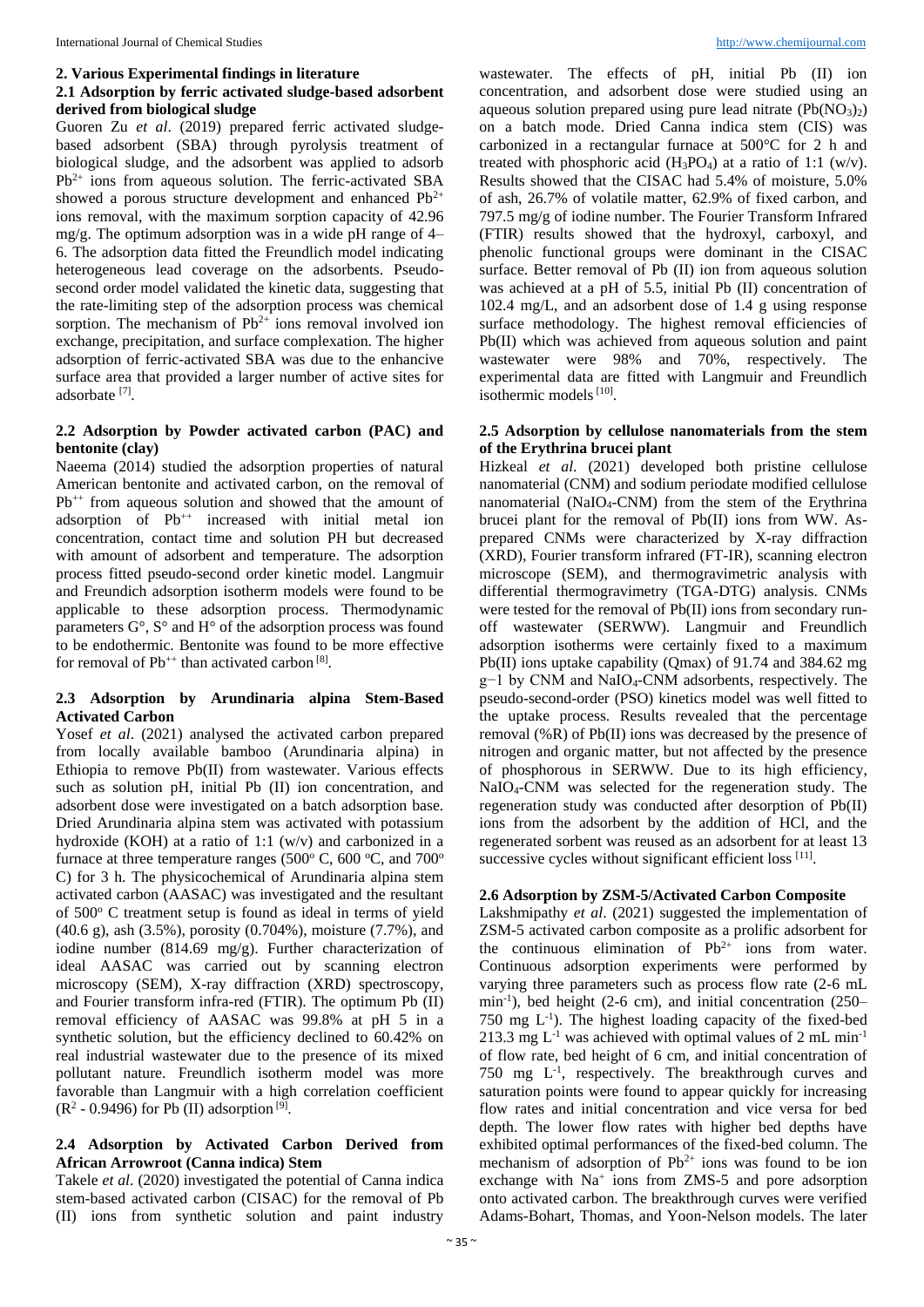## 2. Various Experimental findings in literature

### 2.1 Adsorption by ferric activated sludge-based adsorbent derived from biological sludge

Guoren Zu *et al*. (2019) prepared ferric activated sludge-based adsorbent (SBA) through pyrolysis treatment of biological sludge, and the adsorbent was applied to adsorb $Pb^{2+}$ ions from aqueous solution. The ferric-activated SBA showed a porous structure development and enhanced $Pb^{2+}$ ions removal, with the maximum sorption capacity of 42.96 mg/g. The optimum adsorption was in a wide pH range of 4–6. The adsorption data fitted the Freundlich model indicating heterogeneous lead coverage on the adsorbents. Pseudo-second order model validated the kinetic data, suggesting that the rate-limiting step of the adsorption process was chemical sorption. The mechanism of $Pb^{2+}$ ions removal involved ion exchange, precipitation, and surface complexation. The higher adsorption of ferric-activated SBA was due to the enhancive surface area that provided a larger number of active sites for adsorbate [7].

### 2.2 Adsorption by Powder activated carbon (PAC) and bentonite (clay)

Naeema (2014) studied the adsorption properties of natural American bentonite and activated carbon, on the removal of $Pb^{++}$ from aqueous solution and showed that the amount of adsorption of $Pb^{++}$ increased with initial metal ion concentration, contact time and solution PH but decreased with amount of adsorbent and temperature. The adsorption process fitted pseudo-second order kinetic model. Langmuir and Freundich adsorption isotherm models were found to be applicable to these adsorption process. Thermodynamic parameters G°, S° and H° of the adsorption process was found to be endothermic. Bentonite was found to be more effective for removal of $Pb^{++}$ than activated carbon [8].

### 2.3 Adsorption by Arundinaria alpina Stem-Based Activated Carbon

Yosef *et al*. (2021) analysed the activated carbon prepared from locally available bamboo (Arundinaria alpina) in Ethiopia to remove Pb(II) from wastewater. Various effects such as solution pH, initial Pb (II) ion concentration, and adsorbent dose were investigated on a batch adsorption base. Dried Arundinaria alpina stem was activated with potassium hydroxide (KOH) at a ratio of 1:1 (w/v) and carbonized in a furnace at three temperature ranges (500° C, 600 °C, and 700° C) for 3 h. The physicochemical of Arundinaria alpina stem activated carbon (AASAC) was investigated and the resultant of 500° C treatment setup is found as ideal in terms of yield (40.6 g), ash (3.5%), porosity (0.704%), moisture (7.7%), and iodine number (814.69 mg/g). Further characterization of ideal AASAC was carried out by scanning electron microscopy (SEM), X-ray diffraction (XRD) spectroscopy, and Fourier transform infra-red (FTIR). The optimum Pb (II) removal efficiency of AASAC was 99.8% at pH 5 in a synthetic solution, but the efficiency declined to 60.42% on real industrial wastewater due to the presence of its mixed pollutant nature. Freundlich isotherm model was more favorable than Langmuir with a high correlation coefficient ($R^2$ - 0.9496) for Pb (II) adsorption [9].

### 2.4 Adsorption by Activated Carbon Derived from African Arrowroot (Canna indica) Stem

Takele *et al*. (2020) investigated the potential of Canna indica stem-based activated carbon (CISAC) for the removal of Pb (II) ions from synthetic solution and paint industry wastewater. The effects of pH, initial Pb (II) ion concentration, and adsorbent dose were studied using an aqueous solution prepared using pure lead nitrate ($Pb(NO_3)_2$) on a batch mode. Dried Canna indica stem (CIS) was carbonized in a rectangular furnace at 500°C for 2 h and treated with phosphoric acid ($H_3PO_4$) at a ratio of 1:1 (w/v). Results showed that the CISAC had 5.4% of moisture, 5.0% of ash, 26.7% of volatile matter, 62.9% of fixed carbon, and 797.5 mg/g of iodine number. The Fourier Transform Infrared (FTIR) results showed that the hydroxyl, carboxyl, and phenolic functional groups were dominant in the CISAC surface. Better removal of Pb (II) ion from aqueous solution was achieved at a pH of 5.5, initial Pb (II) concentration of 102.4 mg/L, and an adsorbent dose of 1.4 g using response surface methodology. The highest removal efficiencies of Pb(II) which was achieved from aqueous solution and paint wastewater were 98% and 70%, respectively. The experimental data are fitted with Langmuir and Freundlich isothermic models [10].

### 2.5 Adsorption by cellulose nanomaterials from the stem of the Erythrina brucei plant

Hizkeal *et al.* (2021) developed both pristine cellulose nanomaterial (CNM) and sodium periodate modified cellulose nanomaterial ($NaIO_4$-CNM) from the stem of the Erythrina brucei plant for the removal of Pb(II) ions from WW. As-prepared CNMs were characterized by X-ray diffraction (XRD), Fourier transform infrared (FT-IR), scanning electron microscope (SEM), and thermogravimetric analysis with differential thermogravimetry (TGA-DTG) analysis. CNMs were tested for the removal of Pb(II) ions from secondary run-off wastewater (SERWW). Langmuir and Freundlich adsorption isotherms were certainly fixed to a maximum Pb(II) ions uptake capability (Qmax) of 91.74 and 384.62 mg $g^{-1}$ by CNM and $NaIO_4$-CNM adsorbents, respectively. The pseudo-second-order (PSO) kinetics model was well fitted to the uptake process. Results revealed that the percentage removal (%R) of Pb(II) ions was decreased by the presence of nitrogen and organic matter, but not affected by the presence of phosphorous in SERWW. Due to its high efficiency, $NaIO_4$-CNM was selected for the regeneration study. The regeneration study was conducted after desorption of Pb(II) ions from the adsorbent by the addition of HCl, and the regenerated sorbent was reused as an adsorbent for at least 13 successive cycles without significant efficient loss [11].

### 2.6 Adsorption by ZSM-5/Activated Carbon Composite

Lakshmipathy *et al*. (2021) suggested the implementation of ZSM-5 activated carbon composite as a prolific adsorbent for the continuous elimination of $Pb^{2+}$ ions from water. Continuous adsorption experiments were performed by varying three parameters such as process flow rate (2-6 mL $min^{-1}$), bed height (2-6 cm), and initial concentration (250–750 mg $L^{-1}$). The highest loading capacity of the fixed-bed 213.3 mg $L^{-1}$ was achieved with optimal values of 2 mL $min^{-1}$ of flow rate, bed height of 6 cm, and initial concentration of 750 mg $L^{-1}$, respectively. The breakthrough curves and saturation points were found to appear quickly for increasing flow rates and initial concentration and vice versa for bed depth. The lower flow rates with higher bed depths have exhibited optimal performances of the fixed-bed column. The mechanism of adsorption of $Pb^{2+}$ ions was found to be ion exchange with $Na^+$ ions from ZMS-5 and pore adsorption onto activated carbon. The breakthrough curves were verified Adams-Bohart, Thomas, and Yoon-Nelson models. The later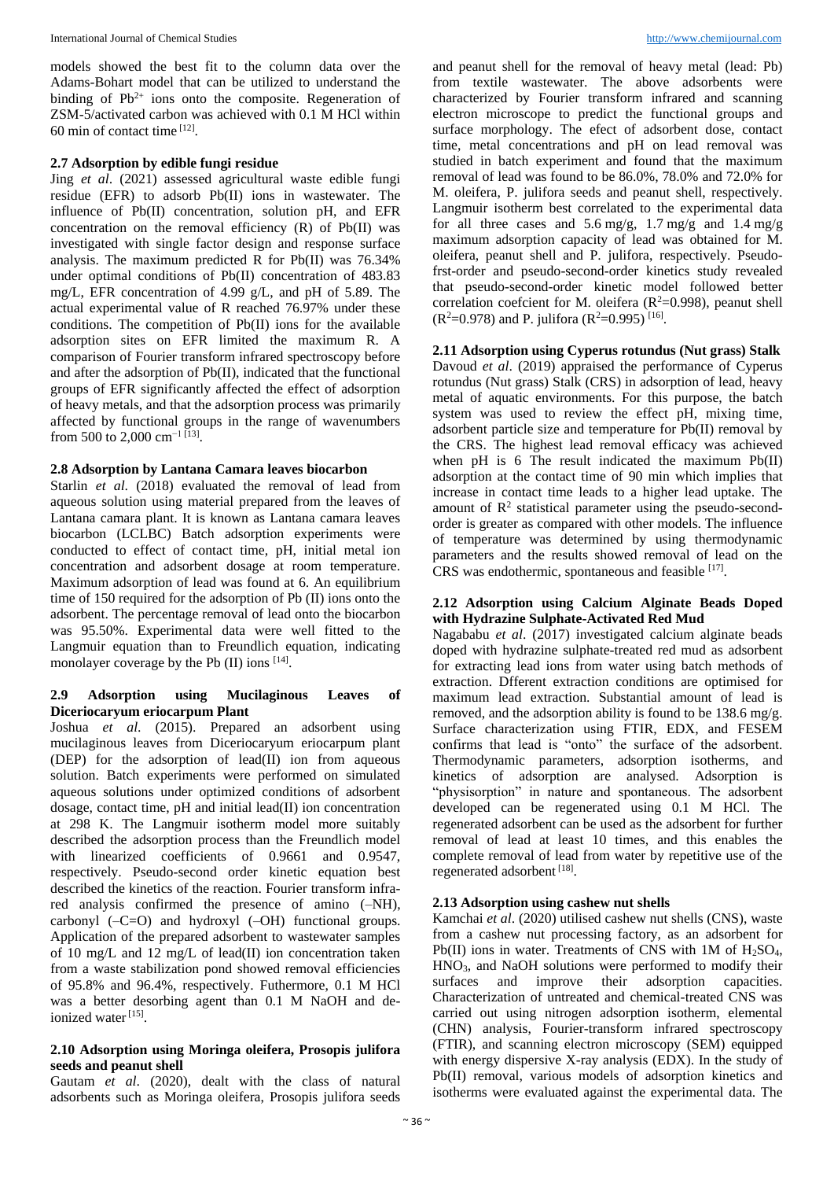models showed the best fit to the column data over the Adams-Bohart model that can be utilized to understand the binding of $Pb^{2+}$ ions onto the composite. Regeneration of ZSM-5/activated carbon was achieved with 0.1 M HCl within 60 min of contact time [12].

### 2.7 Adsorption by edible fungi residue

Jing *et al*. (2021) assessed agricultural waste edible fungi residue (EFR) to adsorb Pb(II) ions in wastewater. The influence of Pb(II) concentration, solution pH, and EFR concentration on the removal efficiency (R) of Pb(II) was investigated with single factor design and response surface analysis. The maximum predicted R for Pb(II) was 76.34% under optimal conditions of Pb(II) concentration of 483.83 mg/L, EFR concentration of 4.99 g/L, and pH of 5.89. The actual experimental value of R reached 76.97% under these conditions. The competition of Pb(II) ions for the available adsorption sites on EFR limited the maximum R. A comparison of Fourier transform infrared spectroscopy before and after the adsorption of Pb(II), indicated that the functional groups of EFR significantly affected the effect of adsorption of heavy metals, and that the adsorption process was primarily affected by functional groups in the range of wavenumbers from 500 to 2,000 $cm^{-1}$ [13].

### 2.8 Adsorption by Lantana Camara leaves biocarbon

Starlin *et al.* (2018) evaluated the removal of lead from aqueous solution using material prepared from the leaves of Lantana camara plant. It is known as Lantana camara leaves biocarbon (LCLBC) Batch adsorption experiments were conducted to effect of contact time, pH, initial metal ion concentration and adsorbent dosage at room temperature. Maximum adsorption of lead was found at 6. An equilibrium time of 150 required for the adsorption of Pb (II) ions onto the adsorbent. The percentage removal of lead onto the biocarbon was 95.50%. Experimental data were well fitted to the Langmuir equation than to Freundlich equation, indicating monolayer coverage by the Pb (II) ions [14].

### 2.9 Adsorption using Mucilaginous Leaves of Diceriocaryum eriocarpum Plant

Joshua *et al*. (2015). Prepared an adsorbent using mucilaginous leaves from Diceriocaryum eriocarpum plant (DEP) for the adsorption of lead(II) ion from aqueous solution. Batch experiments were performed on simulated aqueous solutions under optimized conditions of adsorbent dosage, contact time, pH and initial lead(II) ion concentration at 298 K. The Langmuir isotherm model more suitably described the adsorption process than the Freundlich model with linearized coefficients of 0.9661 and 0.9547, respectively. Pseudo-second order kinetic equation best described the kinetics of the reaction. Fourier transform infra-red analysis confirmed the presence of amino (–NH), carbonyl (–C=O) and hydroxyl (–OH) functional groups. Application of the prepared adsorbent to wastewater samples of 10 mg/L and 12 mg/L of lead(II) ion concentration taken from a waste stabilization pond showed removal efficiencies of 95.8% and 96.4%, respectively. Futhermore, 0.1 M HCl was a better desorbing agent than 0.1 M NaOH and de-ionized water [15].

### 2.10 Adsorption using Moringa oleifera, Prosopis julifora seeds and peanut shell

Gautam *et al*. (2020), dealt with the class of natural adsorbents such as Moringa oleifera, Prosopis julifora seeds and peanut shell for the removal of heavy metal (lead: Pb) from textile wastewater. The above adsorbents were characterized by Fourier transform infrared and scanning electron microscope to predict the functional groups and surface morphology. The efect of adsorbent dose, contact time, metal concentrations and pH on lead removal was studied in batch experiment and found that the maximum removal of lead was found to be 86.0%, 78.0% and 72.0% for M. oleifera, P. julifora seeds and peanut shell, respectively. Langmuir isotherm best correlated to the experimental data for all three cases and 5.6 mg/g, 1.7 mg/g and 1.4 mg/g maximum adsorption capacity of lead was obtained for M. oleifera, peanut shell and P. julifora, respectively. Pseudo-frst-order and pseudo-second-order kinetics study revealed that pseudo-second-order kinetic model followed better correlation coefcient for M. oleifera ($R^2$=0.998), peanut shell ($R^2$=0.978) and P. julifora ($R^2$=0.995) [16].

### 2.11 Adsorption using Cyperus rotundus (Nut grass) Stalk

Davoud *et al*. (2019) appraised the performance of Cyperus rotundus (Nut grass) Stalk (CRS) in adsorption of lead, heavy metal of aquatic environments. For this purpose, the batch system was used to review the effect pH, mixing time, adsorbent particle size and temperature for Pb(II) removal by the CRS. The highest lead removal efficacy was achieved when pH is 6 The result indicated the maximum Pb(II) adsorption at the contact time of 90 min which implies that increase in contact time leads to a higher lead uptake. The amount of $R^2$ statistical parameter using the pseudo-second-order is greater as compared with other models. The influence of temperature was determined by using thermodynamic parameters and the results showed removal of lead on the CRS was endothermic, spontaneous and feasible [17].

### 2.12 Adsorption using Calcium Alginate Beads Doped with Hydrazine Sulphate-Activated Red Mud

Nagababu *et al*. (2017) investigated calcium alginate beads doped with hydrazine sulphate-treated red mud as adsorbent for extracting lead ions from water using batch methods of extraction. Dfferent extraction conditions are optimised for maximum lead extraction. Substantial amount of lead is removed, and the adsorption ability is found to be 138.6 mg/g. Surface characterization using FTIR, EDX, and FESEM confirms that lead is "onto" the surface of the adsorbent. Thermodynamic parameters, adsorption isotherms, and kinetics of adsorption are analysed. Adsorption is "physisorption" in nature and spontaneous. The adsorbent developed can be regenerated using 0.1 M HCl. The regenerated adsorbent can be used as the adsorbent for further removal of lead at least 10 times, and this enables the complete removal of lead from water by repetitive use of the regenerated adsorbent [18].

### 2.13 Adsorption using cashew nut shells

Kamchai *et al*. (2020) utilised cashew nut shells (CNS), waste from a cashew nut processing factory, as an adsorbent for Pb(II) ions in water. Treatments of CNS with 1M of $H_2SO_4$, $HNO_3$, and NaOH solutions were performed to modify their surfaces and improve their adsorption capacities. Characterization of untreated and chemical-treated CNS was carried out using nitrogen adsorption isotherm, elemental (CHN) analysis, Fourier-transform infrared spectroscopy (FTIR), and scanning electron microscopy (SEM) equipped with energy dispersive X-ray analysis (EDX). In the study of Pb(II) removal, various models of adsorption kinetics and isotherms were evaluated against the experimental data. The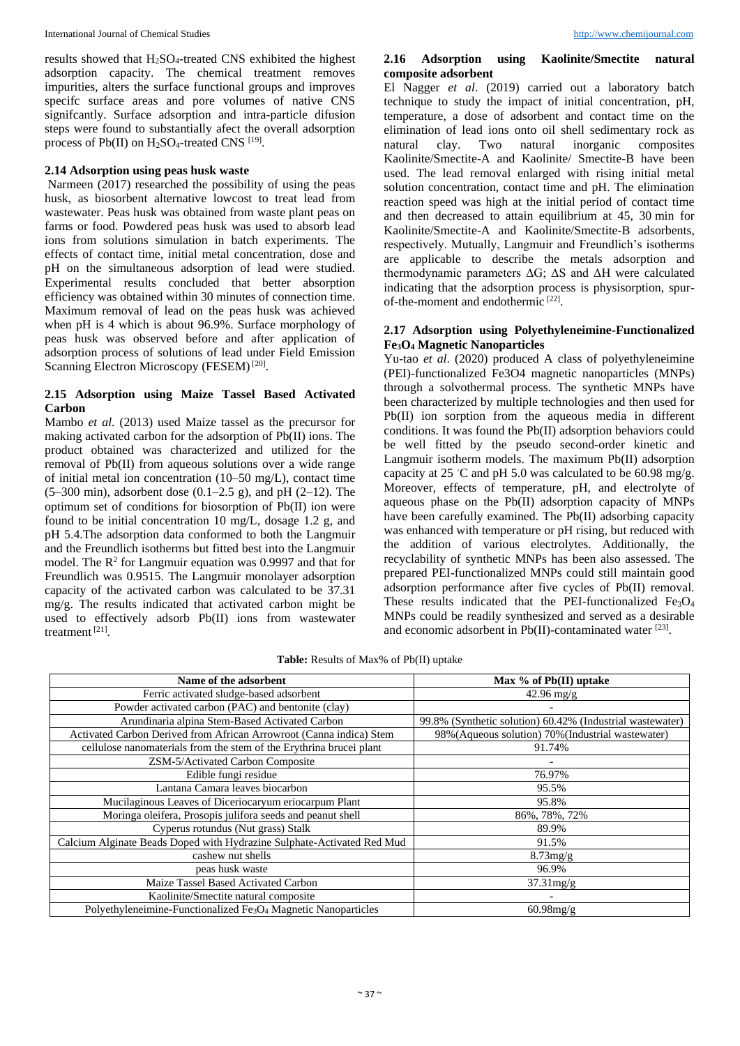results showed that $H_2SO_4$-treated CNS exhibited the highest adsorption capacity. The chemical treatment removes impurities, alters the surface functional groups and improves specifc surface areas and pore volumes of native CNS signifcantly. Surface adsorption and intra-particle difusion steps were found to substantially afect the overall adsorption process of Pb(II) on $H_2SO_4$-treated CNS [19].

### 2.14 Adsorption using peas husk waste

Narmeen (2017) researched the possibility of using the peas husk, as biosorbent alternative lowcost to treat lead from wastewater. Peas husk was obtained from waste plant peas on farms or food. Powdered peas husk was used to absorb lead ions from solutions simulation in batch experiments. The effects of contact time, initial metal concentration, dose and pH on the simultaneous adsorption of lead were studied. Experimental results concluded that better absorption efficiency was obtained within 30 minutes of connection time. Maximum removal of lead on the peas husk was achieved when pH is 4 which is about 96.9%. Surface morphology of peas husk was observed before and after application of adsorption process of solutions of lead under Field Emission Scanning Electron Microscopy (FESEM) [20].

### 2.15 Adsorption using Maize Tassel Based Activated Carbon

Mambo *et al*. (2013) used Maize tassel as the precursor for making activated carbon for the adsorption of Pb(II) ions. The product obtained was characterized and utilized for the removal of Pb(II) from aqueous solutions over a wide range of initial metal ion concentration (10–50 mg/L), contact time (5–300 min), adsorbent dose (0.1–2.5 g), and pH (2–12). The optimum set of conditions for biosorption of Pb(II) ion were found to be initial concentration 10 mg/L, dosage 1.2 g, and pH 5.4.The adsorption data conformed to both the Langmuir and the Freundlich isotherms but fitted best into the Langmuir model. The $R^2$ for Langmuir equation was 0.9997 and that for Freundlich was 0.9515. The Langmuir monolayer adsorption capacity of the activated carbon was calculated to be 37.31 mg/g. The results indicated that activated carbon might be used to effectively adsorb Pb(II) ions from wastewater treatment [21].

### 2.16 Adsorption using Kaolinite/Smectite natural composite adsorbent

El Nagger *et al*. (2019) carried out a laboratory batch technique to study the impact of initial concentration, pH, temperature, a dose of adsorbent and contact time on the elimination of lead ions onto oil shell sedimentary rock as natural clay. Two natural inorganic composites Kaolinite/Smectite-A and Kaolinite/ Smectite-B have been used. The lead removal enlarged with rising initial metal solution concentration, contact time and pH. The elimination reaction speed was high at the initial period of contact time and then decreased to attain equilibrium at 45, 30 min for Kaolinite/Smectite-A and Kaolinite/Smectite-B adsorbents, respectively. Mutually, Langmuir and Freundlich's isotherms are applicable to describe the metals adsorption and thermodynamic parameters $\Delta G$; $\Delta S$ and $\Delta H$ were calculated indicating that the adsorption process is physisorption, spur-of-the-moment and endothermic [22].

### 2.17 Adsorption using Polyethyleneimine-Functionalized $Fe_3O_4$ Magnetic Nanoparticles

Yu-tao *et al*. (2020) produced A class of polyethyleneimine (PEI)-functionalized Fe3O4 magnetic nanoparticles (MNPs) through a solvothermal process. The synthetic MNPs have been characterized by multiple technologies and then used for Pb(II) ion sorption from the aqueous media in different conditions. It was found the Pb(II) adsorption behaviors could be well fitted by the pseudo second-order kinetic and Langmuir isotherm models. The maximum Pb(II) adsorption capacity at 25 °C and pH 5.0 was calculated to be 60.98 mg/g. Moreover, effects of temperature, pH, and electrolyte of aqueous phase on the Pb(II) adsorption capacity of MNPs have been carefully examined. The Pb(II) adsorbing capacity was enhanced with temperature or pH rising, but reduced with the addition of various electrolytes. Additionally, the recyclability of synthetic MNPs has been also assessed. The prepared PEI-functionalized MNPs could still maintain good adsorption performance after five cycles of Pb(II) removal. These results indicated that the PEI-functionalized $Fe_3O_4$ MNPs could be readily synthesized and served as a desirable and economic adsorbent in Pb(II)-contaminated water [23].

**Table:** Results of Max% of Pb(II) uptake

| Name of the adsorbent | Max % of Pb(II) uptake |
|---|---|
| Ferric activated sludge-based adsorbent | 42.96 mg/g |
| Powder activated carbon (PAC) and bentonite (clay) | - |
| Arundinaria alpina Stem-Based Activated Carbon | 99.8% (Synthetic solution) 60.42% (Industrial wastewater) |
| Activated Carbon Derived from African Arrowroot (Canna indica) Stem | 98%(Aqueous solution) 70%(Industrial wastewater) |
| cellulose nanomaterials from the stem of the Erythrina brucei plant | 91.74% |
| ZSM-5/Activated Carbon Composite | - |
| Edible fungi residue | 76.97% |
| Lantana Camara leaves biocarbon | 95.5% |
| Mucilaginous Leaves of Diceriocaryum eriocarpum Plant | 95.8% |
| Moringa oleifera, Prosopis julifora seeds and peanut shell | 86%, 78%, 72% |
| Cyperus rotundus (Nut grass) Stalk | 89.9% |
| Calcium Alginate Beads Doped with Hydrazine Sulphate-Activated Red Mud | 91.5% |
| cashew nut shells | 8.73mg/g |
| peas husk waste | 96.9% |
| Maize Tassel Based Activated Carbon | 37.31mg/g |
| Kaolinite/Smectite natural composite | - |
| Polyethyleneimine-Functionalized $Fe_3O_4$ Magnetic Nanoparticles | 60.98mg/g |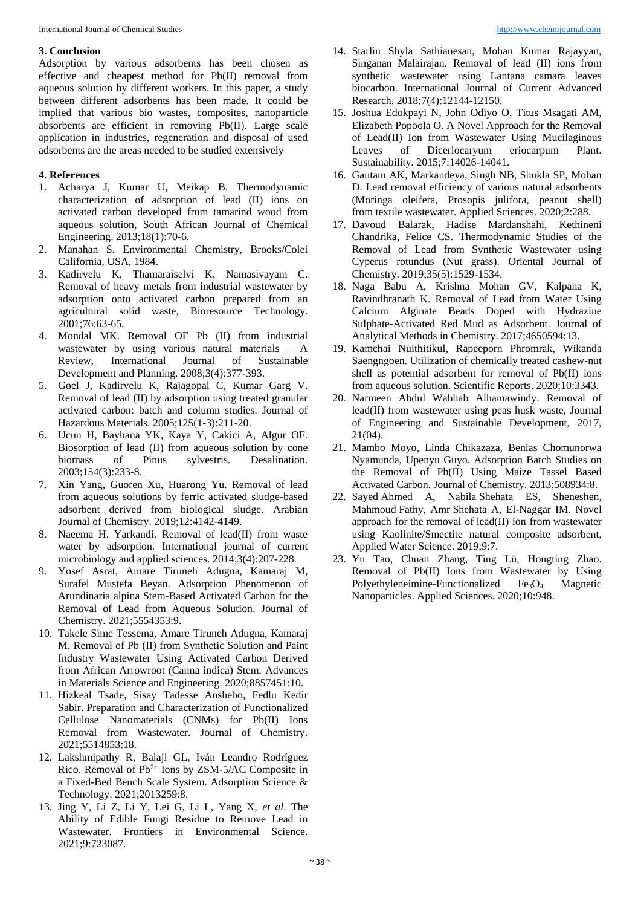## 3. Conclusion

Adsorption by various adsorbents has been chosen as effective and cheapest method for Pb(II) removal from aqueous solution by different workers. In this paper, a study between different adsorbents has been made. It could be implied that various bio wastes, composites, nanoparticle absorbents are efficient in removing Pb(II). Large scale application in industries, regeneration and disposal of used adsorbents are the areas needed to be studied extensively

## 4. References

1. Acharya J, Kumar U, Meikap B. Thermodynamic characterization of adsorption of lead (II) ions on activated carbon developed from tamarind wood from aqueous solution, South African Journal of Chemical Engineering. 2013;18(1):70-6.
2. Manahan S. Environmental Chemistry, Brooks/Colei California, USA, 1984.
3. Kadirvelu K, Thamaraiselvi K, Namasivayam C. Removal of heavy metals from industrial wastewater by adsorption onto activated carbon prepared from an agricultural solid waste, Bioresource Technology. 2001;76:63-65.
4. Mondal MK. Removal OF Pb (II) from industrial wastewater by using various natural materials – A Review, International Journal of Sustainable Development and Planning. 2008;3(4):377-393.
5. Goel J, Kadirvelu K, Rajagopal C, Kumar Garg V. Removal of lead (II) by adsorption using treated granular activated carbon: batch and column studies. Journal of Hazardous Materials. 2005;125(1-3):211-20.
6. Ucun H, Bayhana YK, Kaya Y, Cakici A, Algur OF. Biosorption of lead (II) from aqueous solution by cone biomass of Pinus sylvestris. Desalination. 2003;154(3):233-8.
7. Xin Yang, Guoren Xu, Huarong Yu. Removal of lead from aqueous solutions by ferric activated sludge-based adsorbent derived from biological sludge. Arabian Journal of Chemistry. 2019;12:4142-4149.
8. Naeema H. Yarkandi. Removal of lead(II) from waste water by adsorption. International journal of current microbiology and applied sciences. 2014;3(4):207-228.
9. Yosef Asrat, Amare Tiruneh Adugna, Kamaraj M, Surafel Mustefa Beyan. Adsorption Phenomenon of Arundinaria alpina Stem-Based Activated Carbon for the Removal of Lead from Aqueous Solution. Journal of Chemistry. 2021;5554353:9.
10. Takele Sime Tessema, Amare Tiruneh Adugna, Kamaraj M. Removal of Pb (II) from Synthetic Solution and Paint Industry Wastewater Using Activated Carbon Derived from African Arrowroot (Canna indica) Stem. Advances in Materials Science and Engineering. 2020;8857451:10.
11. Hizkeal Tsade, Sisay Tadesse Anshebo, Fedlu Kedir Sabir. Preparation and Characterization of Functionalized Cellulose Nanomaterials (CNMs) for Pb(II) Ions Removal from Wastewater. Journal of Chemistry. 2021;5514853:18.
12. Lakshmipathy R, Balaji GL, Iván Leandro Rodríguez Rico. Removal of $Pb^{2+}$ Ions by ZSM-5/AC Composite in a Fixed-Bed Bench Scale System. Adsorption Science & Technology. 2021;2013259:8.
13. Jing Y, Li Z, Li Y, Lei G, Li L, Yang X, *et al*. The Ability of Edible Fungi Residue to Remove Lead in Wastewater. Frontiers in Environmental Science. 2021;9:723087.
14. Starlin Shyla Sathianesan, Mohan Kumar Rajayyan, Singanan Malairajan. Removal of lead (II) ions from synthetic wastewater using Lantana camara leaves biocarbon. International Journal of Current Advanced Research. 2018;7(4):12144-12150.
15. Joshua Edokpayi N, John Odiyo O, Titus Msagati AM, Elizabeth Popoola O. A Novel Approach for the Removal of Lead(II) Ion from Wastewater Using Mucilaginous Leaves of Diceriocaryum eriocarpum Plant. Sustainability. 2015;7:14026-14041.
16. Gautam AK, Markandeya, Singh NB, Shukla SP, Mohan D. Lead removal efficiency of various natural adsorbents (Moringa oleifera, Prosopis julifora, peanut shell) from textile wastewater. Applied Sciences. 2020;2:288.
17. Davoud Balarak, Hadise Mardanshahi, Kethineni Chandrika, Felice CS. Thermodynamic Studies of the Removal of Lead from Synthetic Wastewater using Cyperus rotundus (Nut grass). Oriental Journal of Chemistry. 2019;35(5):1529-1534.
18. Naga Babu A, Krishna Mohan GV, Kalpana K, Ravindhranath K. Removal of Lead from Water Using Calcium Alginate Beads Doped with Hydrazine Sulphate-Activated Red Mud as Adsorbent. Journal of Analytical Methods in Chemistry. 2017;4650594:13.
19. Kamchai Nuithitikul, Rapeeporn Phromrak, Wikanda Saengngoen. Utilization of chemically treated cashew-nut shell as potential adsorbent for removal of Pb(II) ions from aqueous solution. Scientific Reports. 2020;10:3343.
20. Narmeen Abdul Wahhab Alhamawindy. Removal of lead(II) from wastewater using peas husk waste, Journal of Engineering and Sustainable Development, 2017, 21(04).
21. Mambo Moyo, Linda Chikazaza, Benias Chomunorwa Nyamunda, Upenyu Guyo. Adsorption Batch Studies on the Removal of Pb(II) Using Maize Tassel Based Activated Carbon. Journal of Chemistry. 2013;508934:8.
22. Sayed Ahmed A, Nabila Shehata ES, Sheneshen, Mahmoud Fathy, Amr Shehata A, El-Naggar IM. Novel approach for the removal of lead(II) ion from wastewater using Kaolinite/Smectite natural composite adsorbent, Applied Water Science. 2019;9:7.
23. Yu Tao, Chuan Zhang, Ting Lü, Hongting Zhao. Removal of Pb(II) Ions from Wastewater by Using Polyethyleneimine-Functionalized $Fe_3O_4$ Magnetic Nanoparticles. Applied Sciences. 2020;10:948.